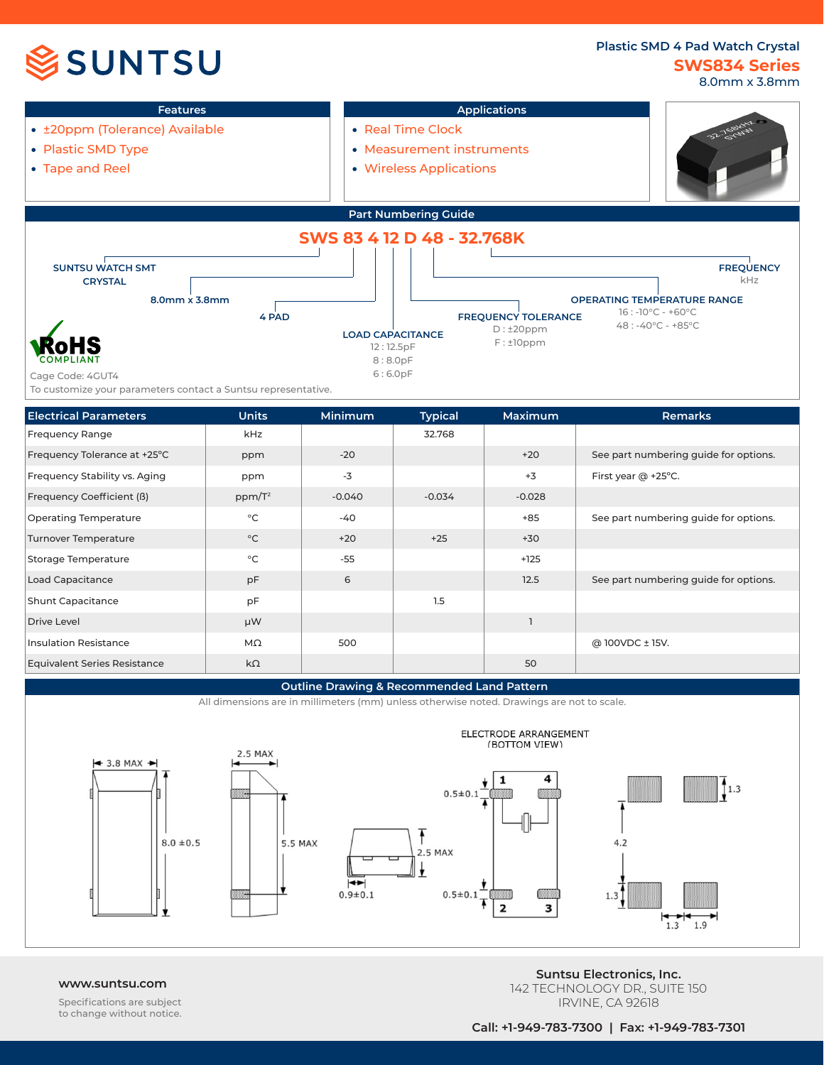# SUNTSU

**Plastic SMD 4 Pad Watch Crystal**

## SWS834 Series

8.0mm x 3.8mm

### Features

- ±20ppm (Tolerance) Available
- Plastic SMD Type
- Tape and Reel

### Applications

- Real Time Clock
- Measurement instruments
- Wireless Applications

## Part Numbering Guide

**SWS 83 4 12 D 48 - 32.768K**

- **SUNTSU WATCH SMT CRYSTAL**
- **8.0mm x 3.8mm**
- **4 PAD**
- **LOAD CAPACITANCE**
  - 12 : 12.5pF
  - 8 : 8.0pF
  - 6 : 6.0pF
- **FREQUENCY TOLERANCE**
  - D : ±20ppm
  - F : ±10ppm
- **OPERATING TEMPERATURE RANGE**
  - 16 : -10°C - +60°C
  - 48 : -40°C - +85°C
- **FREQUENCY**
  - kHz

RoHS COMPLIANT

Cage Code: 4GUT4

To customize your parameters contact a Suntsu representative.

| Electrical Parameters | Units | Minimum | Typical | Maximum | Remarks |
|---|---|---|---|---|---|
| Frequency Range | kHz | | 32.768 | | |
| Frequency Tolerance at +25°C | ppm | -20 | | +20 | See part numbering guide for options. |
| Frequency Stability vs. Aging | ppm | -3 | | +3 | First year @ +25°C. |
| Frequency Coefficient (ß) | ppm/T² | -0.040 | -0.034 | -0.028 | |
| Operating Temperature | °C | -40 | | +85 | See part numbering guide for options. |
| Turnover Temperature | °C | +20 | +25 | +30 | |
| Storage Temperature | °C | -55 | | +125 | |
| Load Capacitance | pF | 6 | | 12.5 | See part numbering guide for options. |
| Shunt Capacitance | pF | | 1.5 | | |
| Drive Level | μW | | | 1 | |
| Insulation Resistance | MΩ | 500 | | | @ 100VDC ± 15V. |
| Equivalent Series Resistance | kΩ | | | 50 | |

## Outline Drawing & Recommended Land Pattern

All dimensions are in millimeters (mm) unless otherwise noted. Drawings are not to scale.

3.8 MAX, 8.0 ±0.5, 2.5 MAX, 5.5 MAX, 2.5 MAX, 0.9±0.1

ELECTRODE ARRANGEMENT (BOTTOM VIEW): 0.5±0.1, 0.5±0.1, pads 1, 4, 2, 3

Land pattern: 1.3, 4.2, 1.3, 1.3, 1.9

**www.suntsu.com**

Specifications are subject to change without notice.

**Suntsu Electronics, Inc.**
142 TECHNOLOGY DR., SUITE 150
IRVINE, CA 92618

**Call: +1-949-783-7300 | Fax: +1-949-783-7301**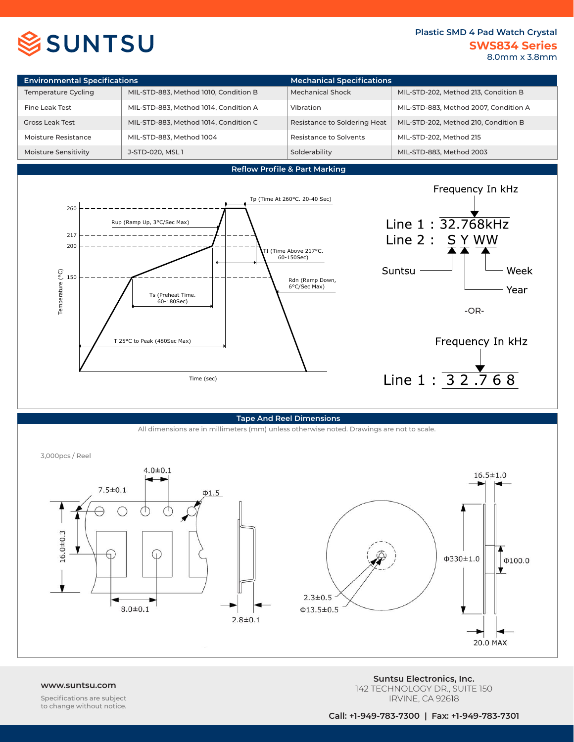**Plastic SMD 4 Pad Watch Crystal**
**SWS834 Series**
8.0mm x 3.8mm

| Environmental Specifications | | Mechanical Specifications | |
|---|---|---|---|
| Temperature Cycling | MIL-STD-883, Method 1010, Condition B | Mechanical Shock | MIL-STD-202, Method 213, Condition B |
| Fine Leak Test | MIL-STD-883, Method 1014, Condition A | Vibration | MIL-STD-883, Method 2007, Condition A |
| Gross Leak Test | MIL-STD-883, Method 1014, Condition C | Resistance to Soldering Heat | MIL-STD-202, Method 210, Condition B |
| Moisture Resistance | MIL-STD-883, Method 1004 | Resistance to Solvents | MIL-STD-202, Method 215 |
| Moisture Sensitivity | J-STD-020, MSL 1 | Solderability | MIL-STD-883, Method 2003 |

## Reflow Profile & Part Marking

Tp (Time At 260°C. 20-40 Sec)
Rup (Ramp Up, 3°C/Sec Max)
TI (Time Above 217°C. 60-150Sec)
Rdn (Ramp Down, 6°C/Sec Max)
Ts (Preheat Time. 60-180Sec)
T 25°C to Peak (480Sec Max)
260
217
200
150
Temperature (°C)
Time (sec)

Frequency In kHz

Line 1 : 32.768kHz
Line 2 : S Y WW

Suntsu
Year
Week

-OR-

Frequency In kHz

Line 1 : 3 2 .7 6 8

## Tape And Reel Dimensions

All dimensions are in millimeters (mm) unless otherwise noted. Drawings are not to scale.

3,000pcs / Reel

4.0±0.1
7.5±0.1
Φ1.5
16.0±0.3
8.0±0.1
2.8±0.1
2.3±0.5
Φ13.5±0.5
16.5±1.0
Φ330±1.0
Φ100.0
20.0 MAX

www.suntsu.com
Specifications are subject to change without notice.

**Suntsu Electronics, Inc.**
142 TECHNOLOGY DR., SUITE 150
IRVINE, CA 92618

**Call: +1-949-783-7300 | Fax: +1-949-783-7301**